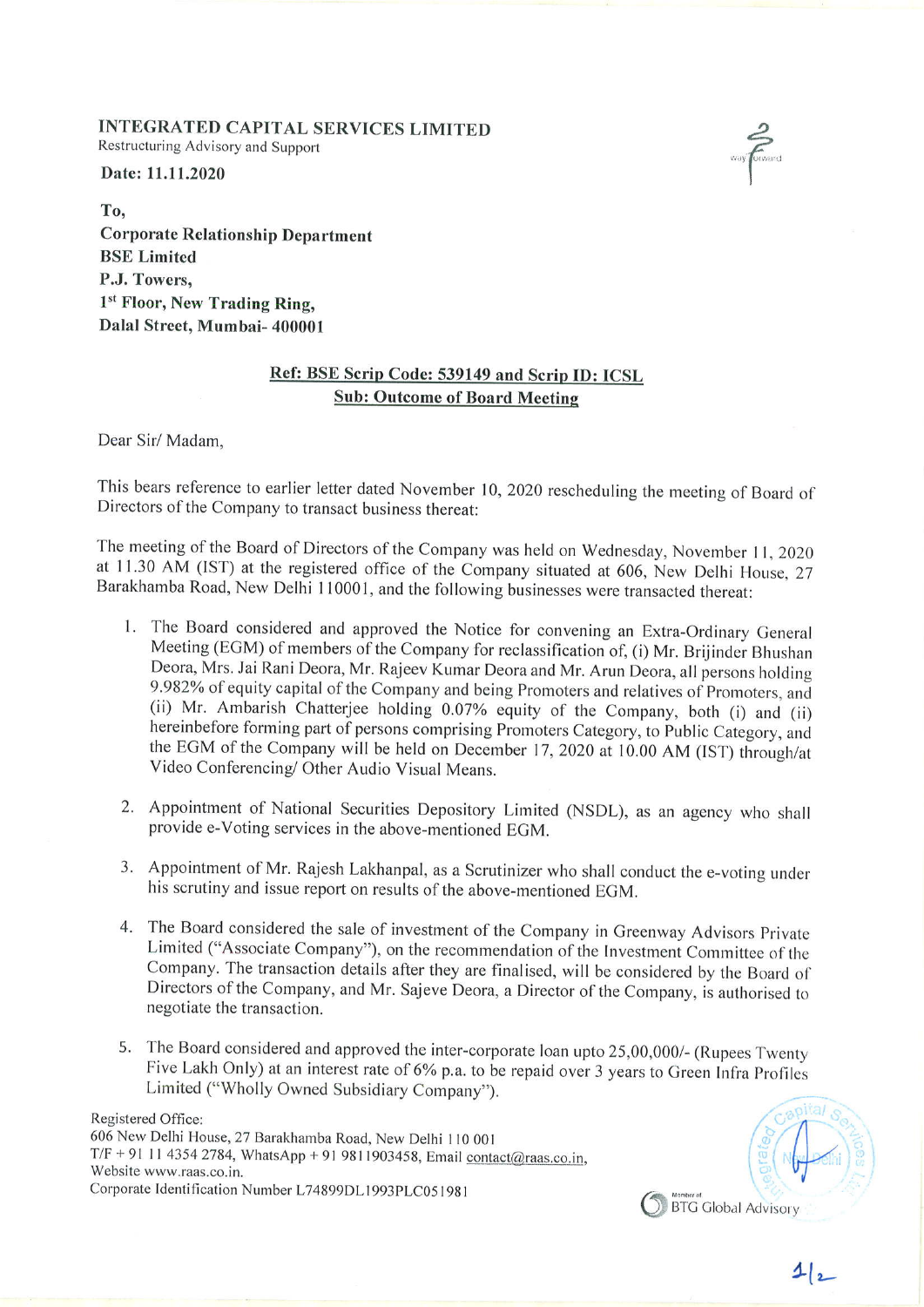**INTEGRATED CAPITAL SERVICES LIMITED**
Restructuring Advisory and Support

**Date: 11.11.2020**

**To,**
**Corporate Relationship Department**
**BSE Limited**
**P.J. Towers,**
**1st Floor, New Trading Ring,**
**Dalal Street, Mumbai- 400001**

**Ref: BSE Scrip Code: 539149 and Scrip ID: ICSL**
**Sub: Outcome of Board Meeting**

Dear Sir/ Madam,

This bears reference to earlier letter dated November 10, 2020 rescheduling the meeting of Board of Directors of the Company to transact business thereat:

The meeting of the Board of Directors of the Company was held on Wednesday, November 11, 2020 at 11.30 AM (IST) at the registered office of the Company situated at 606, New Delhi House, 27 Barakhamba Road, New Delhi 110001, and the following businesses were transacted thereat:

1. The Board considered and approved the Notice for convening an Extra-Ordinary General Meeting (EGM) of members of the Company for reclassification of, (i) Mr. Brijinder Bhushan Deora, Mrs. Jai Rani Deora, Mr. Rajeev Kumar Deora and Mr. Arun Deora, all persons holding 9.982% of equity capital of the Company and being Promoters and relatives of Promoters, and (ii) Mr. Ambarish Chatterjee holding 0.07% equity of the Company, both (i) and (ii) hereinbefore forming part of persons comprising Promoters Category, to Public Category, and the EGM of the Company will be held on December 17, 2020 at 10.00 AM (IST) through/at Video Conferencing/ Other Audio Visual Means.

2. Appointment of National Securities Depository Limited (NSDL), as an agency who shall provide e-Voting services in the above-mentioned EGM.

3. Appointment of Mr. Rajesh Lakhanpal, as a Scrutinizer who shall conduct the e-voting under his scrutiny and issue report on results of the above-mentioned EGM.

4. The Board considered the sale of investment of the Company in Greenway Advisors Private Limited ("Associate Company"), on the recommendation of the Investment Committee of the Company. The transaction details after they are finalised, will be considered by the Board of Directors of the Company, and Mr. Sajeve Deora, a Director of the Company, is authorised to negotiate the transaction.

5. The Board considered and approved the inter-corporate loan upto 25,00,000/- (Rupees Twenty Five Lakh Only) at an interest rate of 6% p.a. to be repaid over 3 years to Green Infra Profiles Limited ("Wholly Owned Subsidiary Company").

Registered Office:
606 New Delhi House, 27 Barakhamba Road, New Delhi 110 001
T/F + 91 11 4354 2784, WhatsApp + 91 9811903458, Email contact@raas.co.in,
Website www.raas.co.in.
Corporate Identification Number L74899DL1993PLC051981

Member of BTG Global Advisory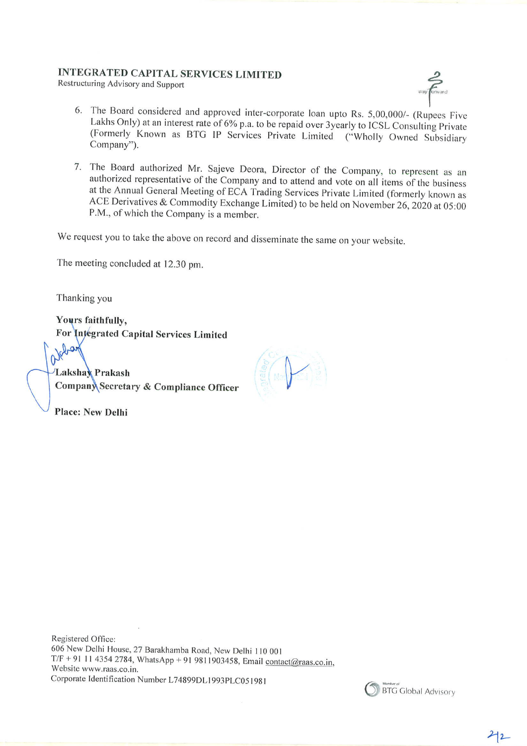**INTEGRATED CAPITAL SERVICES LIMITED**
Restructuring Advisory and Support

6. The Board considered and approved inter-corporate loan upto Rs. 5,00,000/- (Rupees Five Lakhs Only) at an interest rate of 6% p.a. to be repaid over 3yearly to ICSL Consulting Private (Formerly Known as BTG IP Services Private Limited ("Wholly Owned Subsidiary Company").

7. The Board authorized Mr. Sajeve Deora, Director of the Company, to represent as an authorized representative of the Company and to attend and vote on all items of the business at the Annual General Meeting of ECA Trading Services Private Limited (formerly known as ACE Derivatives & Commodity Exchange Limited) to be held on November 26, 2020 at 05:00 P.M., of which the Company is a member.

We request you to take the above on record and disseminate the same on your website.

The meeting concluded at 12.30 pm.

Thanking you

**Yours faithfully,**
**For Integrated Capital Services Limited**

**Lakshay Prakash**
**Company Secretary & Compliance Officer**

**Place: New Delhi**

Registered Office:
606 New Delhi House, 27 Barakhamba Road, New Delhi 110 001
T/F + 91 11 4354 2784, WhatsApp + 91 9811903458, Email contact@raas.co.in,
Website www.raas.co.in.
Corporate Identification Number L74899DL1993PLC051981

Member of BTG Global Advisory